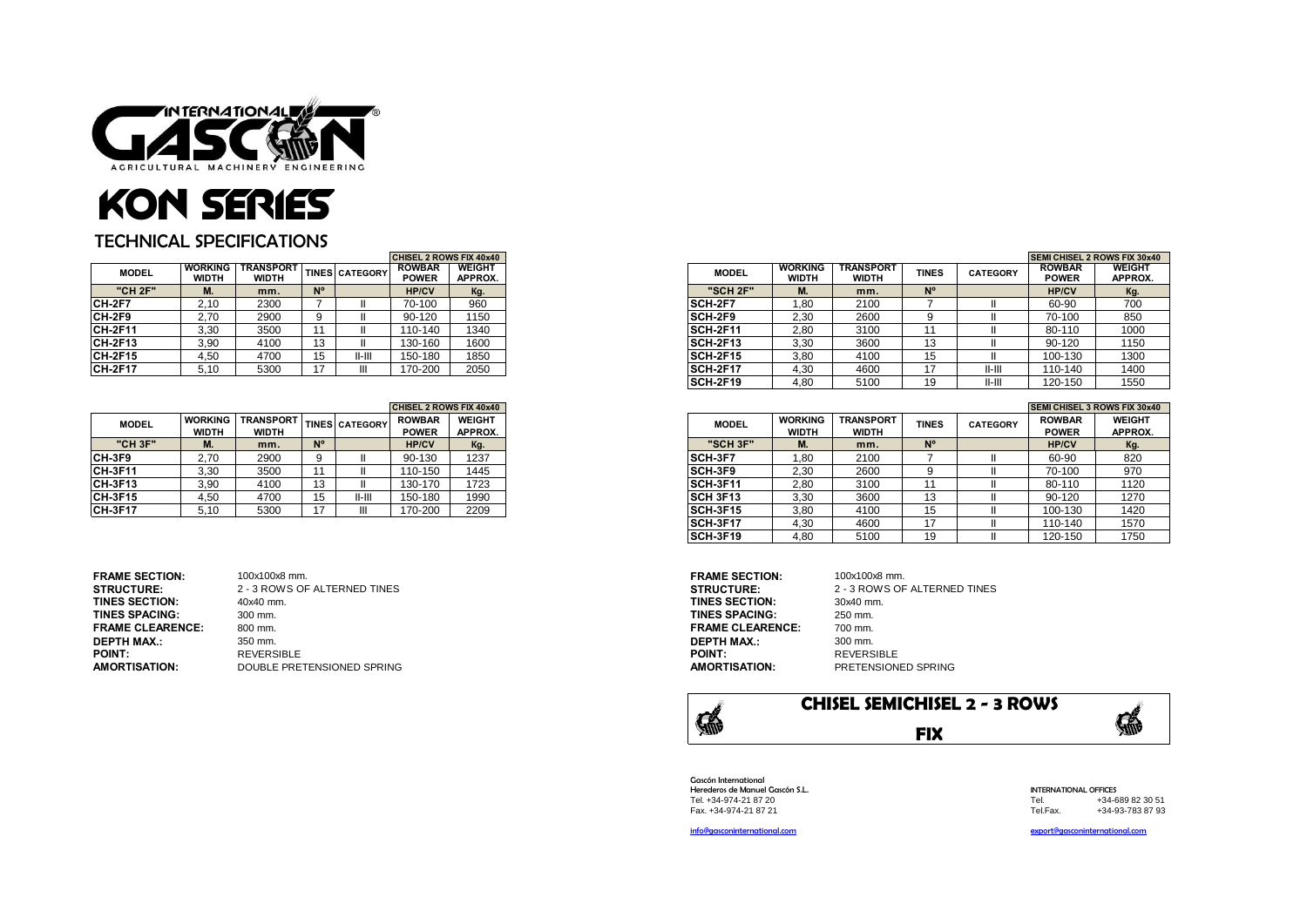INTERNATIONAL GASCÓN
AGRICULTURAL MACHINERY ENGINEERING

# KON SERIES

## TECHNICAL SPECIFICATIONS

| MODEL | WORKING WIDTH | TRANSPORT WIDTH | TINES | CATEGORY | CHISEL 2 ROWS FIX 40x40 ROWBAR POWER | WEIGHT APPROX. |
|---|---|---|---|---|---|---|
| "CH 2F" | M. | mm. | Nº | | HP/CV | Kg. |
| CH-2F7 | 2,10 | 2300 | 7 | II | 70-100 | 960 |
| CH-2F9 | 2,70 | 2900 | 9 | II | 90-120 | 1150 |
| CH-2F11 | 3,30 | 3500 | 11 | II | 110-140 | 1340 |
| CH-2F13 | 3,90 | 4100 | 13 | II | 130-160 | 1600 |
| CH-2F15 | 4,50 | 4700 | 15 | II-III | 150-180 | 1850 |
| CH-2F17 | 5,10 | 5300 | 17 | III | 170-200 | 2050 |

| MODEL | WORKING WIDTH | TRANSPORT WIDTH | TINES | CATEGORY | CHISEL 2 ROWS FIX 40x40 ROWBAR POWER | WEIGHT APPROX. |
|---|---|---|---|---|---|---|
| "CH 3F" | M. | mm. | Nº | | HP/CV | Kg. |
| CH-3F9 | 2,70 | 2900 | 9 | II | 90-130 | 1237 |
| CH-3F11 | 3,30 | 3500 | 11 | II | 110-150 | 1445 |
| CH-3F13 | 3,90 | 4100 | 13 | II | 130-170 | 1723 |
| CH-3F15 | 4,50 | 4700 | 15 | II-III | 150-180 | 1990 |
| CH-3F17 | 5,10 | 5300 | 17 | III | 170-200 | 2209 |

**FRAME SECTION:** 100x100x8 mm.
**STRUCTURE:** 2 - 3 ROWS OF ALTERNED TINES
**TINES SECTION:** 40x40 mm.
**TINES SPACING:** 300 mm.
**FRAME CLEARENCE:** 800 mm.
**DEPTH MAX.:** 350 mm.
**POINT:** REVERSIBLE
**AMORTISATION:** DOUBLE PRETENSIONED SPRING

| MODEL | WORKING WIDTH | TRANSPORT WIDTH | TINES | CATEGORY | SEMI CHISEL 2 ROWS FIX 30x40 ROWBAR POWER | WEIGHT APPROX. |
|---|---|---|---|---|---|---|
| "SCH 2F" | M. | mm. | Nº | | HP/CV | Kg. |
| SCH-2F7 | 1,80 | 2100 | 7 | II | 60-90 | 700 |
| SCH-2F9 | 2,30 | 2600 | 9 | II | 70-100 | 850 |
| SCH-2F11 | 2,80 | 3100 | 11 | II | 80-110 | 1000 |
| SCH-2F13 | 3,30 | 3600 | 13 | II | 90-120 | 1150 |
| SCH-2F15 | 3,80 | 4100 | 15 | II | 100-130 | 1300 |
| SCH-2F17 | 4,30 | 4600 | 17 | II-III | 110-140 | 1400 |
| SCH-2F19 | 4,80 | 5100 | 19 | II-III | 120-150 | 1550 |

| MODEL | WORKING WIDTH | TRANSPORT WIDTH | TINES | CATEGORY | SEMI CHISEL 3 ROWS FIX 30x40 ROWBAR POWER | WEIGHT APPROX. |
|---|---|---|---|---|---|---|
| "SCH 3F" | M. | mm. | Nº | | HP/CV | Kg. |
| SCH-3F7 | 1,80 | 2100 | 7 | II | 60-90 | 820 |
| SCH-3F9 | 2,30 | 2600 | 9 | II | 70-100 | 970 |
| SCH-3F11 | 2,80 | 3100 | 11 | II | 80-110 | 1120 |
| SCH 3F13 | 3,30 | 3600 | 13 | II | 90-120 | 1270 |
| SCH-3F15 | 3,80 | 4100 | 15 | II | 100-130 | 1420 |
| SCH-3F17 | 4,30 | 4600 | 17 | II | 110-140 | 1570 |
| SCH-3F19 | 4,80 | 5100 | 19 | II | 120-150 | 1750 |

**FRAME SECTION:** 100x100x8 mm.
**STRUCTURE:** 2 - 3 ROWS OF ALTERNED TINES
**TINES SECTION:** 30x40 mm.
**TINES SPACING:** 250 mm.
**FRAME CLEARENCE:** 700 mm.
**DEPTH MAX.:** 300 mm.
**POINT:** REVERSIBLE
**AMORTISATION:** PRETENSIONED SPRING

## CHISEL SEMICHISEL 2 - 3 ROWS

## FIX

Gascón International
Herederos de Manuel Gascón S.L.
Tel. +34-974-21 87 20
Fax. +34-974-21 87 21

info@gasconinternational.com

INTERNATIONAL OFFICES
Tel. +34-689 82 30 51
Tel.Fax. +34-93-783 87 93

export@gasconinternational.com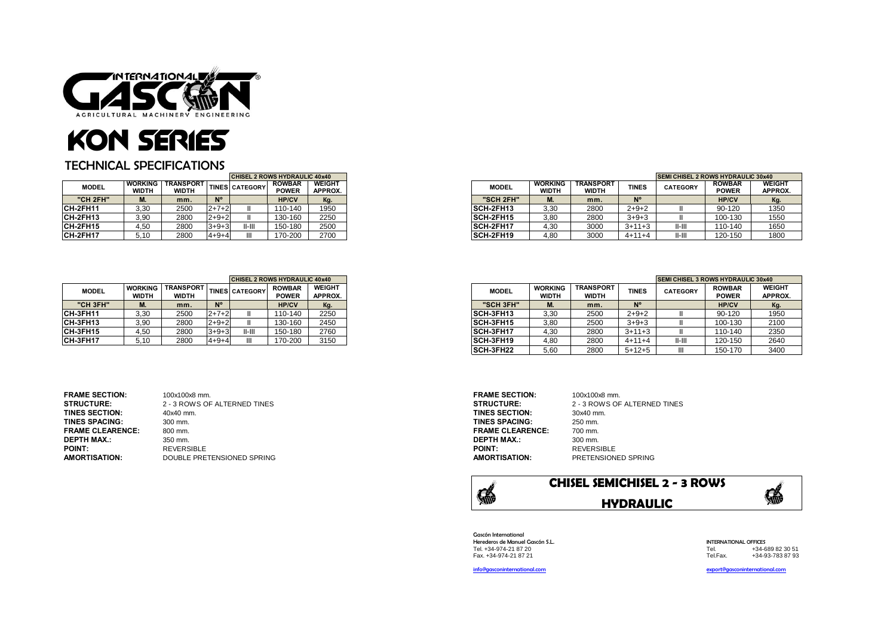# KON SERIES

## TECHNICAL SPECIFICATIONS

| MODEL | WORKING WIDTH | TRANSPORT WIDTH | TINES | CATEGORY | ROWBAR POWER | WEIGHT APPROX. |
|---|---|---|---|---|---|---|
| | | | CHISEL 2 ROWS HYDRAULIC 40x40 | | | |
| "CH 2FH" | M. | mm. | Nº | | HP/CV | Kg. |
| CH-2FH11 | 3,30 | 2500 | 2+7+2 | II | 110-140 | 1950 |
| CH-2FH13 | 3,90 | 2800 | 2+9+2 | II | 130-160 | 2250 |
| CH-2FH15 | 4,50 | 2800 | 3+9+3 | II-III | 150-180 | 2500 |
| CH-2FH17 | 5,10 | 2800 | 4+9+4 | III | 170-200 | 2700 |

| MODEL | WORKING WIDTH | TRANSPORT WIDTH | TINES | CATEGORY | ROWBAR POWER | WEIGHT APPROX. |
|---|---|---|---|---|---|---|
| | | | CHISEL 2 ROWS HYDRAULIC 40x40 | | | |
| "CH 3FH" | M. | mm. | Nº | | HP/CV | Kg. |
| CH-3FH11 | 3,30 | 2500 | 2+7+2 | II | 110-140 | 2250 |
| CH-3FH13 | 3,90 | 2800 | 2+9+2 | II | 130-160 | 2450 |
| CH-3FH15 | 4,50 | 2800 | 3+9+3 | II-III | 150-180 | 2760 |
| CH-3FH17 | 5,10 | 2800 | 4+9+4 | III | 170-200 | 3150 |

**FRAME SECTION:** 100x100x8 mm.
**STRUCTURE:** 2 - 3 ROWS OF ALTERNED TINES
**TINES SECTION:** 40x40 mm.
**TINES SPACING:** 300 mm.
**FRAME CLEARENCE:** 800 mm.
**DEPTH MAX.:** 350 mm.
**POINT:** REVERSIBLE
**AMORTISATION:** DOUBLE PRETENSIONED SPRING

| MODEL | WORKING WIDTH | TRANSPORT WIDTH | TINES | CATEGORY | ROWBAR POWER | WEIGHT APPROX. |
|---|---|---|---|---|---|---|
| | | | | SEMI CHISEL 2 ROWS HYDRAULIC 30x40 | | |
| "SCH 2FH" | M. | mm. | Nº | | HP/CV | Kg. |
| SCH-2FH13 | 3,30 | 2800 | 2+9+2 | II | 90-120 | 1350 |
| SCH-2FH15 | 3,80 | 2800 | 3+9+3 | II | 100-130 | 1550 |
| SCH-2FH17 | 4,30 | 3000 | 3+11+3 | II-III | 110-140 | 1650 |
| SCH-2FH19 | 4,80 | 3000 | 4+11+4 | II-III | 120-150 | 1800 |

| MODEL | WORKING WIDTH | TRANSPORT WIDTH | TINES | CATEGORY | ROWBAR POWER | WEIGHT APPROX. |
|---|---|---|---|---|---|---|
| | | | | SEMI CHISEL 3 ROWS HYDRAULIC 30x40 | | |
| "SCH 3FH" | M. | mm. | Nº | | HP/CV | Kg. |
| SCH-3FH13 | 3,30 | 2500 | 2+9+2 | II | 90-120 | 1950 |
| SCH-3FH15 | 3,80 | 2500 | 3+9+3 | II | 100-130 | 2100 |
| SCH-3FH17 | 4,30 | 2800 | 3+11+3 | II | 110-140 | 2350 |
| SCH-3FH19 | 4,80 | 2800 | 4+11+4 | II-III | 120-150 | 2640 |
| SCH-3FH22 | 5,60 | 2800 | 5+12+5 | III | 150-170 | 3400 |

**FRAME SECTION:** 100x100x8 mm.
**STRUCTURE:** 2 - 3 ROWS OF ALTERNED TINES
**TINES SECTION:** 30x40 mm.
**TINES SPACING:** 250 mm.
**FRAME CLEARENCE:** 700 mm.
**DEPTH MAX.:** 300 mm.
**POINT:** REVERSIBLE
**AMORTISATION:** PRETENSIONED SPRING

## CHISEL SEMICHISEL 2 - 3 ROWS

## HYDRAULIC

Gascón International
Herederos de Manuel Gascón S.L.
Tel. +34-974-21 87 20
Fax. +34-974-21 87 21

info@gasconinternational.com

INTERNATIONAL OFFICES
Tel. +34-689 82 30 51
Tel.Fax. +34-93-783 87 93

export@gasconinternational.com